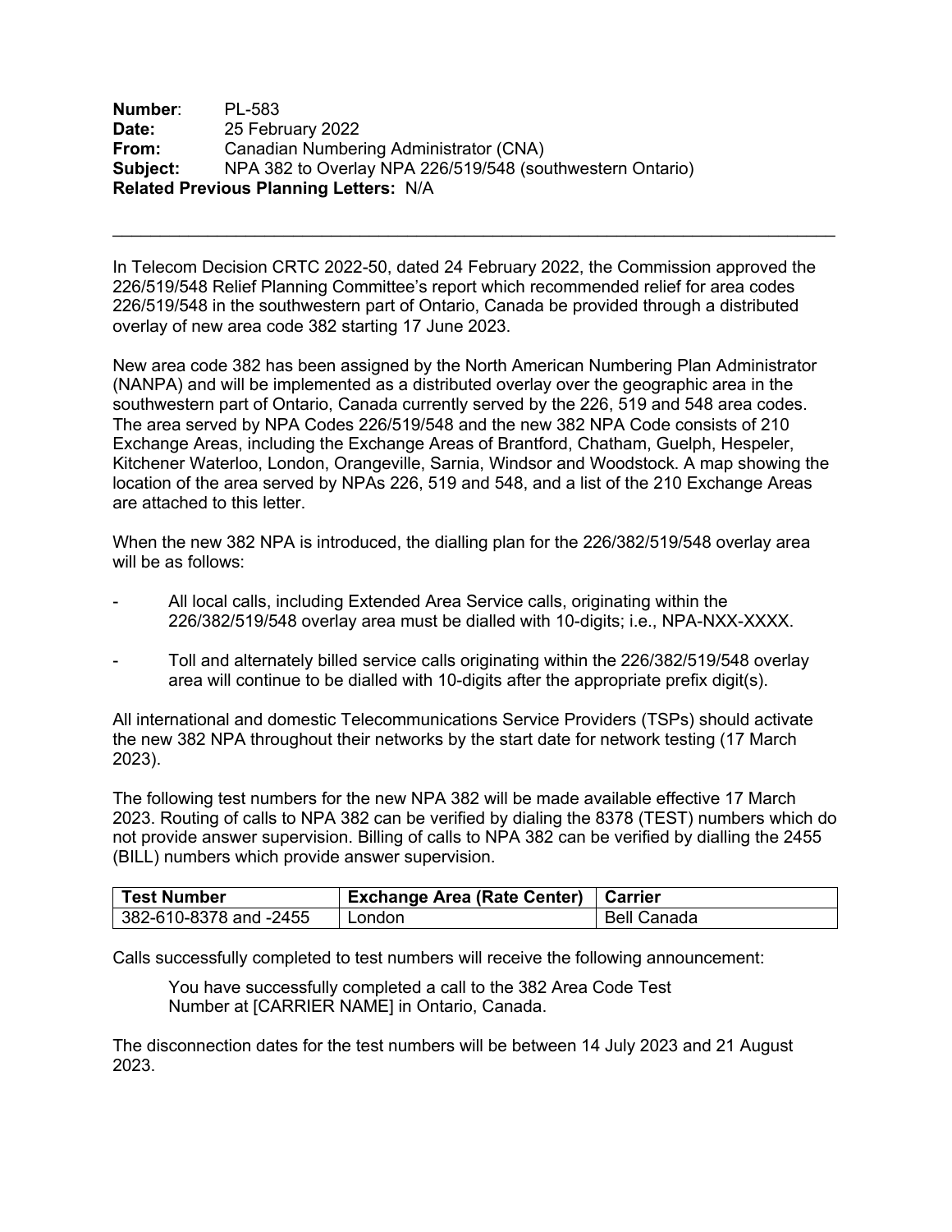**Number**: PL-583
**Date:** 25 February 2022
**From:** Canadian Numbering Administrator (CNA)
**Subject:** NPA 382 to Overlay NPA 226/519/548 (southwestern Ontario)
**Related Previous Planning Letters:** N/A

---

In Telecom Decision CRTC 2022-50, dated 24 February 2022, the Commission approved the 226/519/548 Relief Planning Committee's report which recommended relief for area codes 226/519/548 in the southwestern part of Ontario, Canada be provided through a distributed overlay of new area code 382 starting 17 June 2023.

New area code 382 has been assigned by the North American Numbering Plan Administrator (NANPA) and will be implemented as a distributed overlay over the geographic area in the southwestern part of Ontario, Canada currently served by the 226, 519 and 548 area codes. The area served by NPA Codes 226/519/548 and the new 382 NPA Code consists of 210 Exchange Areas, including the Exchange Areas of Brantford, Chatham, Guelph, Hespeler, Kitchener Waterloo, London, Orangeville, Sarnia, Windsor and Woodstock. A map showing the location of the area served by NPAs 226, 519 and 548, and a list of the 210 Exchange Areas are attached to this letter.

When the new 382 NPA is introduced, the dialling plan for the 226/382/519/548 overlay area will be as follows:

- All local calls, including Extended Area Service calls, originating within the 226/382/519/548 overlay area must be dialled with 10-digits; i.e., NPA-NXX-XXXX.
- Toll and alternately billed service calls originating within the 226/382/519/548 overlay area will continue to be dialled with 10-digits after the appropriate prefix digit(s).

All international and domestic Telecommunications Service Providers (TSPs) should activate the new 382 NPA throughout their networks by the start date for network testing (17 March 2023).

The following test numbers for the new NPA 382 will be made available effective 17 March 2023. Routing of calls to NPA 382 can be verified by dialing the 8378 (TEST) numbers which do not provide answer supervision. Billing of calls to NPA 382 can be verified by dialling the 2455 (BILL) numbers which provide answer supervision.

| Test Number | Exchange Area (Rate Center) | Carrier |
|---|---|---|
| 382-610-8378 and -2455 | London | Bell Canada |

Calls successfully completed to test numbers will receive the following announcement:

> You have successfully completed a call to the 382 Area Code Test Number at [CARRIER NAME] in Ontario, Canada.

The disconnection dates for the test numbers will be between 14 July 2023 and 21 August 2023.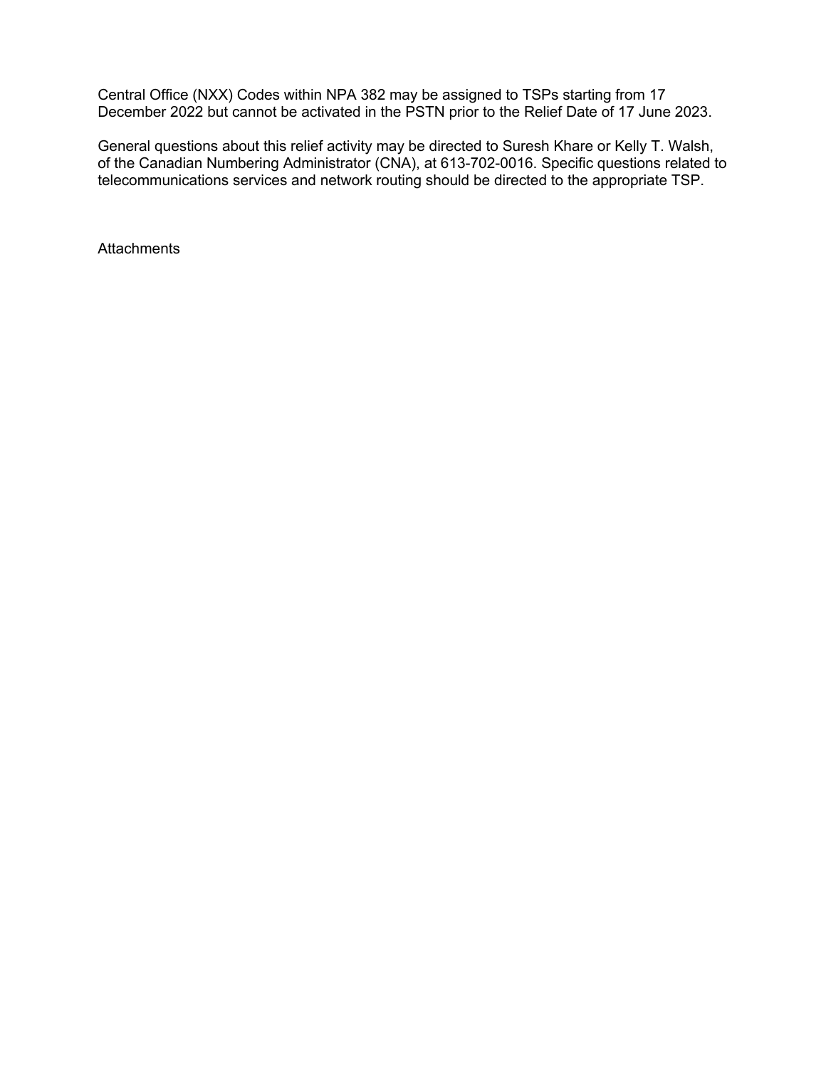Central Office (NXX) Codes within NPA 382 may be assigned to TSPs starting from 17 December 2022 but cannot be activated in the PSTN prior to the Relief Date of 17 June 2023.

General questions about this relief activity may be directed to Suresh Khare or Kelly T. Walsh, of the Canadian Numbering Administrator (CNA), at 613-702-0016. Specific questions related to telecommunications services and network routing should be directed to the appropriate TSP.

Attachments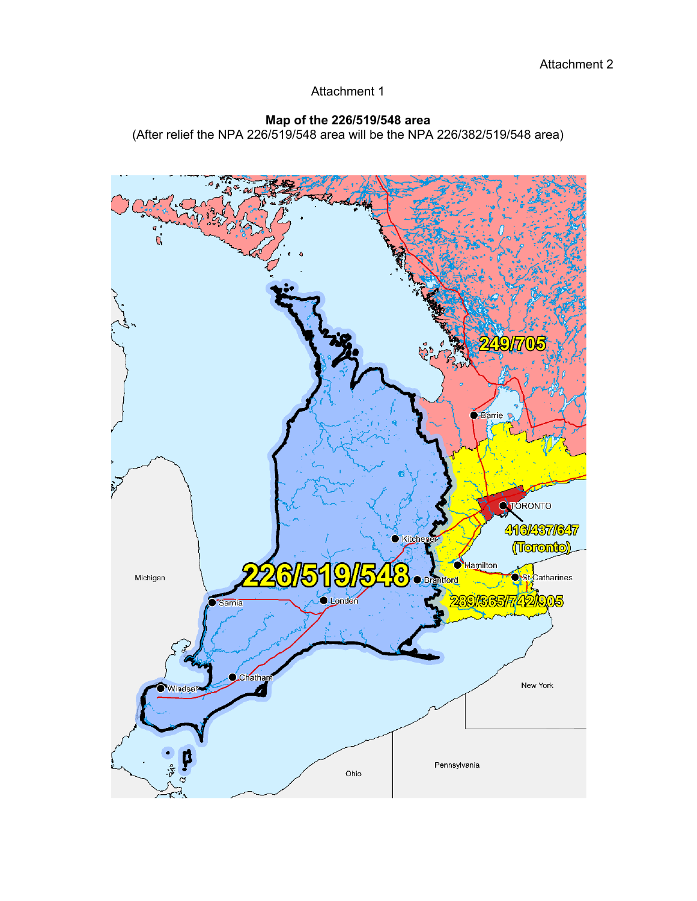Attachment 2

Attachment 1

**Map of the 226/519/548 area**
(After relief the NPA 226/519/548 area will be the NPA 226/382/519/548 area)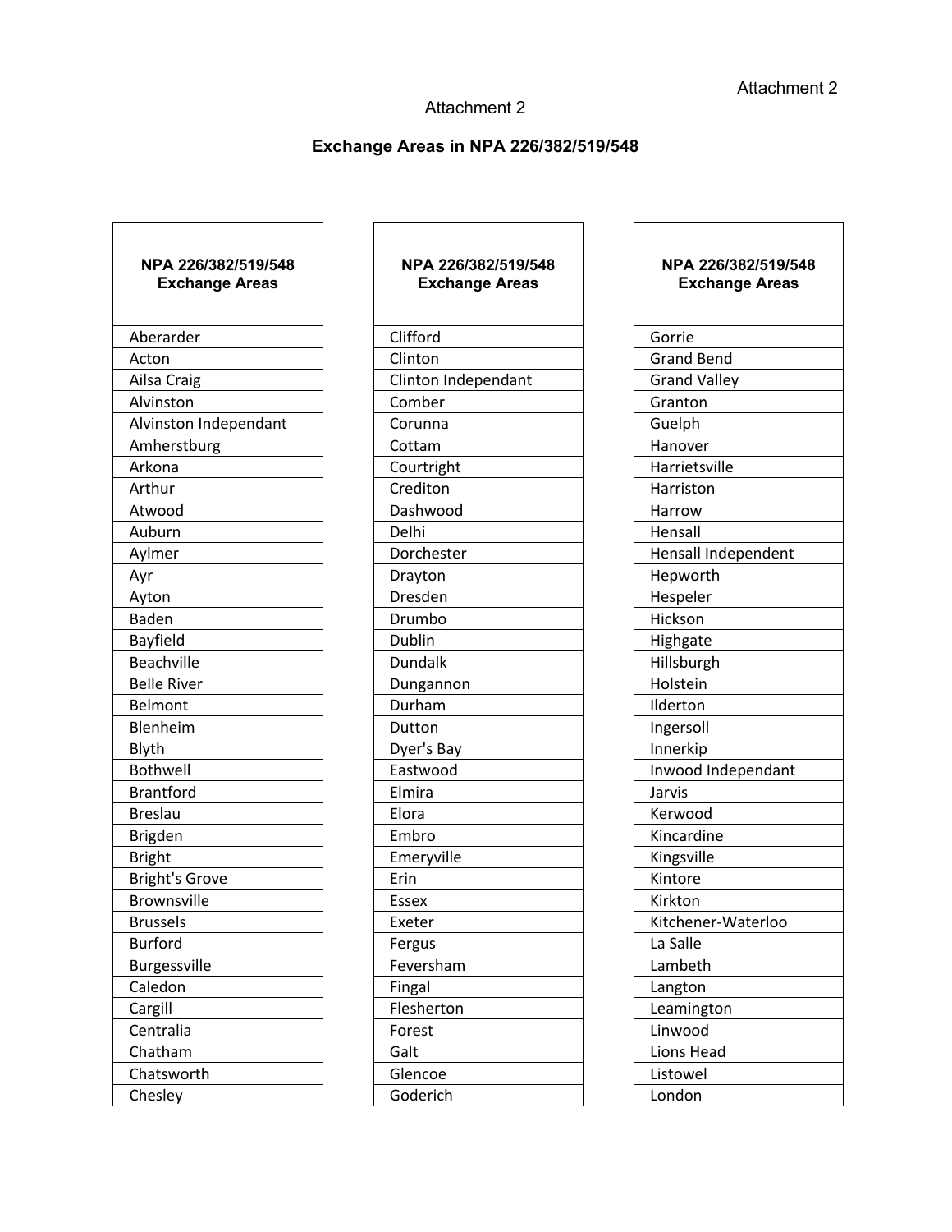Attachment 2

Attachment 2

## Exchange Areas in NPA 226/382/519/548

| NPA 226/382/519/548 Exchange Areas |
|---|
| Aberarder |
| Acton |
| Ailsa Craig |
| Alvinston |
| Alvinston Independant |
| Amherstburg |
| Arkona |
| Arthur |
| Atwood |
| Auburn |
| Aylmer |
| Ayr |
| Ayton |
| Baden |
| Bayfield |
| Beachville |
| Belle River |
| Belmont |
| Blenheim |
| Blyth |
| Bothwell |
| Brantford |
| Breslau |
| Brigden |
| Bright |
| Bright's Grove |
| Brownsville |
| Brussels |
| Burford |
| Burgessville |
| Caledon |
| Cargill |
| Centralia |
| Chatham |
| Chatsworth |
| Chesley |

| NPA 226/382/519/548 Exchange Areas |
|---|
| Clifford |
| Clinton |
| Clinton Independant |
| Comber |
| Corunna |
| Cottam |
| Courtright |
| Crediton |
| Dashwood |
| Delhi |
| Dorchester |
| Drayton |
| Dresden |
| Drumbo |
| Dublin |
| Dundalk |
| Dungannon |
| Durham |
| Dutton |
| Dyer's Bay |
| Eastwood |
| Elmira |
| Elora |
| Embro |
| Emeryville |
| Erin |
| Essex |
| Exeter |
| Fergus |
| Feversham |
| Fingal |
| Flesherton |
| Forest |
| Galt |
| Glencoe |
| Goderich |

| NPA 226/382/519/548 Exchange Areas |
|---|
| Gorrie |
| Grand Bend |
| Grand Valley |
| Granton |
| Guelph |
| Hanover |
| Harrietsville |
| Harriston |
| Harrow |
| Hensall |
| Hensall Independent |
| Hepworth |
| Hespeler |
| Hickson |
| Highgate |
| Hillsburgh |
| Holstein |
| Ilderton |
| Ingersoll |
| Innerkip |
| Inwood Independant |
| Jarvis |
| Kerwood |
| Kincardine |
| Kingsville |
| Kintore |
| Kirkton |
| Kitchener-Waterloo |
| La Salle |
| Lambeth |
| Langton |
| Leamington |
| Linwood |
| Lions Head |
| Listowel |
| London |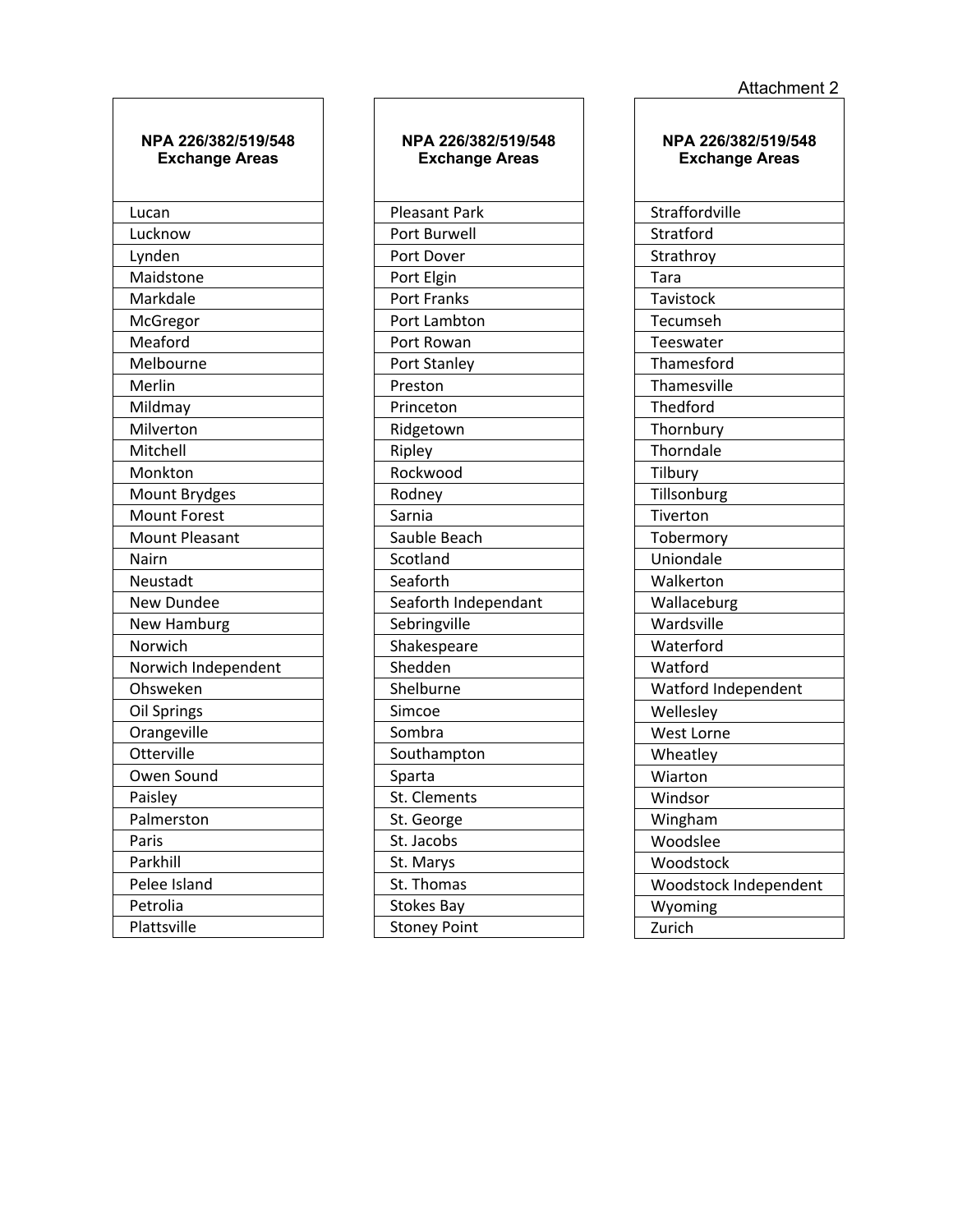Attachment 2

| NPA 226/382/519/548 Exchange Areas |
| --- |
| Lucan |
| Lucknow |
| Lynden |
| Maidstone |
| Markdale |
| McGregor |
| Meaford |
| Melbourne |
| Merlin |
| Mildmay |
| Milverton |
| Mitchell |
| Monkton |
| Mount Brydges |
| Mount Forest |
| Mount Pleasant |
| Nairn |
| Neustadt |
| New Dundee |
| New Hamburg |
| Norwich |
| Norwich Independent |
| Ohsweken |
| Oil Springs |
| Orangeville |
| Otterville |
| Owen Sound |
| Paisley |
| Palmerston |
| Paris |
| Parkhill |
| Pelee Island |
| Petrolia |
| Plattsville |

| NPA 226/382/519/548 Exchange Areas |
| --- |
| Pleasant Park |
| Port Burwell |
| Port Dover |
| Port Elgin |
| Port Franks |
| Port Lambton |
| Port Rowan |
| Port Stanley |
| Preston |
| Princeton |
| Ridgetown |
| Ripley |
| Rockwood |
| Rodney |
| Sarnia |
| Sauble Beach |
| Scotland |
| Seaforth |
| Seaforth Independant |
| Sebringville |
| Shakespeare |
| Shedden |
| Shelburne |
| Simcoe |
| Sombra |
| Southampton |
| Sparta |
| St. Clements |
| St. George |
| St. Jacobs |
| St. Marys |
| St. Thomas |
| Stokes Bay |
| Stoney Point |

| NPA 226/382/519/548 Exchange Areas |
| --- |
| Straffordville |
| Stratford |
| Strathroy |
| Tara |
| Tavistock |
| Tecumseh |
| Teeswater |
| Thamesford |
| Thamesville |
| Thedford |
| Thornbury |
| Thorndale |
| Tilbury |
| Tillsonburg |
| Tiverton |
| Tobermory |
| Uniondale |
| Walkerton |
| Wallaceburg |
| Wardsville |
| Waterford |
| Watford |
| Watford Independent |
| Wellesley |
| West Lorne |
| Wheatley |
| Wiarton |
| Windsor |
| Wingham |
| Woodslee |
| Woodstock |
| Woodstock Independent |
| Wyoming |
| Zurich |